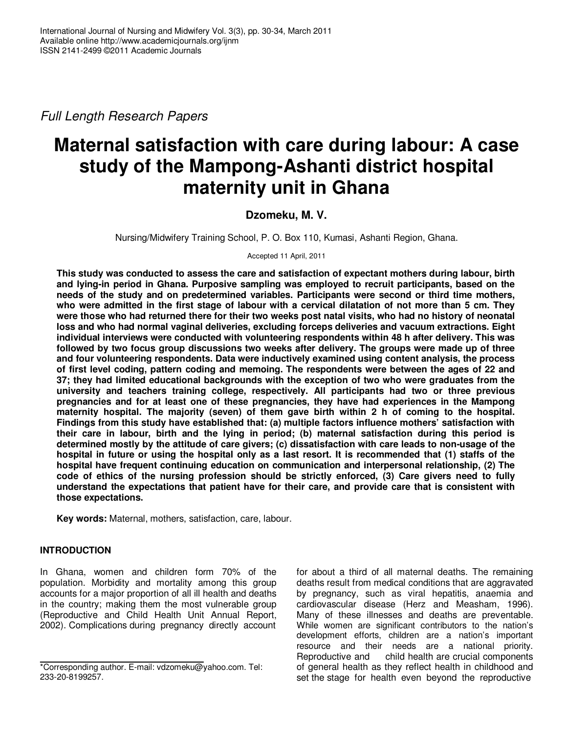*Full Length Research Papers*

# Maternal satisfaction with care during labour: A case study of the Mampong-Ashanti district hospital maternity unit in Ghana

**Dzomeku, M. V.**

Nursing/Midwifery Training School, P. O. Box 110, Kumasi, Ashanti Region, Ghana.

Accepted 11 April, 2011

**This study was conducted to assess the care and satisfaction of expectant mothers during labour, birth and lying-in period in Ghana. Purposive sampling was employed to recruit participants, based on the needs of the study and on predetermined variables. Participants were second or third time mothers, who were admitted in the first stage of labour with a cervical dilatation of not more than 5 cm. They were those who had returned there for their two weeks post natal visits, who had no history of neonatal loss and who had normal vaginal deliveries, excluding forceps deliveries and vacuum extractions. Eight individual interviews were conducted with volunteering respondents within 48 h after delivery. This was followed by two focus group discussions two weeks after delivery. The groups were made up of three and four volunteering respondents. Data were inductively examined using content analysis, the process of first level coding, pattern coding and memoing. The respondents were between the ages of 22 and 37; they had limited educational backgrounds with the exception of two who were graduates from the university and teachers training college, respectively. All participants had two or three previous pregnancies and for at least one of these pregnancies, they have had experiences in the Mampong maternity hospital. The majority (seven) of them gave birth within 2 h of coming to the hospital. Findings from this study have established that: (a) multiple factors influence mothers' satisfaction with their care in labour, birth and the lying in period; (b) maternal satisfaction during this period is determined mostly by the attitude of care givers; (c) dissatisfaction with care leads to non-usage of the hospital in future or using the hospital only as a last resort. It is recommended that (1) staffs of the hospital have frequent continuing education on communication and interpersonal relationship, (2) The code of ethics of the nursing profession should be strictly enforced, (3) Care givers need to fully understand the expectations that patient have for their care, and provide care that is consistent with those expectations.**

**Key words:** Maternal, mothers, satisfaction, care, labour.

## INTRODUCTION

In Ghana, women and children form 70% of the population. Morbidity and mortality among this group accounts for a major proportion of all ill health and deaths in the country; making them the most vulnerable group (Reproductive and Child Health Unit Annual Report, 2002). Complications during pregnancy directly account for about a third of all maternal deaths. The remaining deaths result from medical conditions that are aggravated by pregnancy, such as viral hepatitis, anaemia and cardiovascular disease (Herz and Measham, 1996). Many of these illnesses and deaths are preventable. While women are significant contributors to the nation's development efforts, children are a nation's important resource and their needs are a national priority. Reproductive and child health are crucial components of general health as they reflect health in childhood and set the stage for health even beyond the reproductive

*Corresponding author. E-mail: vdzomeku@yahoo.com. Tel: 233-20-8199257.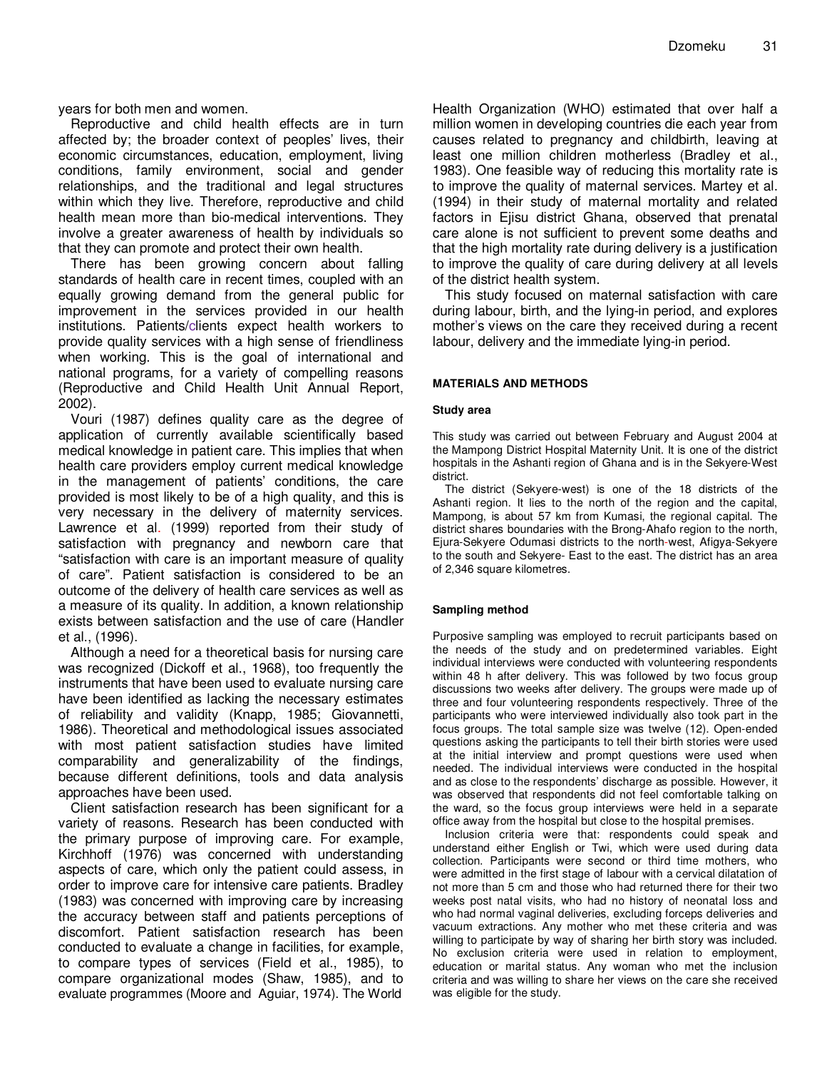years for both men and women.

Reproductive and child health effects are in turn affected by; the broader context of peoples' lives, their economic circumstances, education, employment, living conditions, family environment, social and gender relationships, and the traditional and legal structures within which they live. Therefore, reproductive and child health mean more than bio-medical interventions. They involve a greater awareness of health by individuals so that they can promote and protect their own health.

There has been growing concern about falling standards of health care in recent times, coupled with an equally growing demand from the general public for improvement in the services provided in our health institutions. Patients/clients expect health workers to provide quality services with a high sense of friendliness when working. This is the goal of international and national programs, for a variety of compelling reasons (Reproductive and Child Health Unit Annual Report, 2002).

Vouri (1987) defines quality care as the degree of application of currently available scientifically based medical knowledge in patient care. This implies that when health care providers employ current medical knowledge in the management of patients' conditions, the care provided is most likely to be of a high quality, and this is very necessary in the delivery of maternity services. Lawrence et al. (1999) reported from their study of satisfaction with pregnancy and newborn care that "satisfaction with care is an important measure of quality of care". Patient satisfaction is considered to be an outcome of the delivery of health care services as well as a measure of its quality. In addition, a known relationship exists between satisfaction and the use of care (Handler et al., (1996).

Although a need for a theoretical basis for nursing care was recognized (Dickoff et al., 1968), too frequently the instruments that have been used to evaluate nursing care have been identified as lacking the necessary estimates of reliability and validity (Knapp, 1985; Giovannetti, 1986). Theoretical and methodological issues associated with most patient satisfaction studies have limited comparability and generalizability of the findings, because different definitions, tools and data analysis approaches have been used.

Client satisfaction research has been significant for a variety of reasons. Research has been conducted with the primary purpose of improving care. For example, Kirchhoff (1976) was concerned with understanding aspects of care, which only the patient could assess, in order to improve care for intensive care patients. Bradley (1983) was concerned with improving care by increasing the accuracy between staff and patients perceptions of discomfort. Patient satisfaction research has been conducted to evaluate a change in facilities, for example, to compare types of services (Field et al., 1985), to compare organizational modes (Shaw, 1985), and to evaluate programmes (Moore and Aguiar, 1974). The World Health Organization (WHO) estimated that over half a million women in developing countries die each year from causes related to pregnancy and childbirth, leaving at least one million children motherless (Bradley et al., 1983). One feasible way of reducing this mortality rate is to improve the quality of maternal services. Martey et al. (1994) in their study of maternal mortality and related factors in Ejisu district Ghana, observed that prenatal care alone is not sufficient to prevent some deaths and that the high mortality rate during delivery is a justification to improve the quality of care during delivery at all levels of the district health system.

This study focused on maternal satisfaction with care during labour, birth, and the lying-in period, and explores mother's views on the care they received during a recent labour, delivery and the immediate lying-in period.

## MATERIALS AND METHODS

### Study area

This study was carried out between February and August 2004 at the Mampong District Hospital Maternity Unit. It is one of the district hospitals in the Ashanti region of Ghana and is in the Sekyere-West district.

The district (Sekyere-west) is one of the 18 districts of the Ashanti region. It lies to the north of the region and the capital, Mampong, is about 57 km from Kumasi, the regional capital. The district shares boundaries with the Brong-Ahafo region to the north, Ejura-Sekyere Odumasi districts to the north-west, Afigya-Sekyere to the south and Sekyere- East to the east. The district has an area of 2,346 square kilometres.

### Sampling method

Purposive sampling was employed to recruit participants based on the needs of the study and on predetermined variables. Eight individual interviews were conducted with volunteering respondents within 48 h after delivery. This was followed by two focus group discussions two weeks after delivery. The groups were made up of three and four volunteering respondents respectively. Three of the participants who were interviewed individually also took part in the focus groups. The total sample size was twelve (12). Open-ended questions asking the participants to tell their birth stories were used at the initial interview and prompt questions were used when needed. The individual interviews were conducted in the hospital and as close to the respondents' discharge as possible. However, it was observed that respondents did not feel comfortable talking on the ward, so the focus group interviews were held in a separate office away from the hospital but close to the hospital premises.

Inclusion criteria were that: respondents could speak and understand either English or Twi, which were used during data collection. Participants were second or third time mothers, who were admitted in the first stage of labour with a cervical dilatation of not more than 5 cm and those who had returned there for their two weeks post natal visits, who had no history of neonatal loss and who had normal vaginal deliveries, excluding forceps deliveries and vacuum extractions. Any mother who met these criteria and was willing to participate by way of sharing her birth story was included. No exclusion criteria were used in relation to employment, education or marital status. Any woman who met the inclusion criteria and was willing to share her views on the care she received was eligible for the study.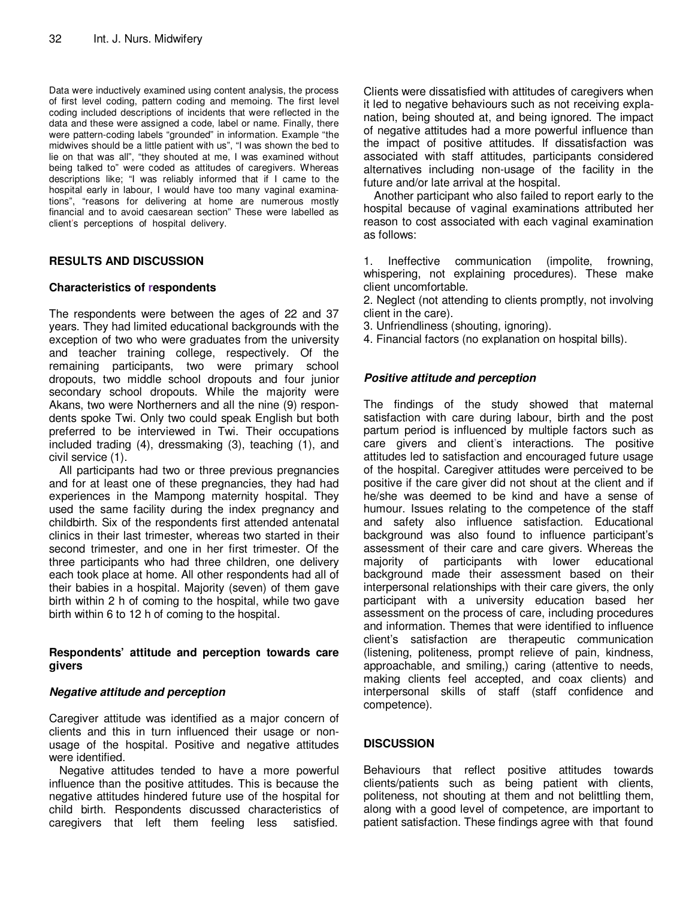Data were inductively examined using content analysis, the process of first level coding, pattern coding and memoing. The first level coding included descriptions of incidents that were reflected in the data and these were assigned a code, label or name. Finally, there were pattern-coding labels "grounded" in information. Example "the midwives should be a little patient with us", "I was shown the bed to lie on that was all", "they shouted at me, I was examined without being talked to" were coded as attitudes of caregivers. Whereas descriptions like; "I was reliably informed that if I came to the hospital early in labour, I would have too many vaginal examinations", "reasons for delivering at home are numerous mostly financial and to avoid caesarean section" These were labelled as client's perceptions of hospital delivery.

## RESULTS AND DISCUSSION

### Characteristics of respondents

The respondents were between the ages of 22 and 37 years. They had limited educational backgrounds with the exception of two who were graduates from the university and teacher training college, respectively. Of the remaining participants, two were primary school dropouts, two middle school dropouts and four junior secondary school dropouts. While the majority were Akans, two were Northerners and all the nine (9) respondents spoke Twi. Only two could speak English but both preferred to be interviewed in Twi. Their occupations included trading (4), dressmaking (3), teaching (1), and civil service (1).

All participants had two or three previous pregnancies and for at least one of these pregnancies, they had had experiences in the Mampong maternity hospital. They used the same facility during the index pregnancy and childbirth. Six of the respondents first attended antenatal clinics in their last trimester, whereas two started in their second trimester, and one in her first trimester. Of the three participants who had three children, one delivery each took place at home. All other respondents had all of their babies in a hospital. Majority (seven) of them gave birth within 2 h of coming to the hospital, while two gave birth within 6 to 12 h of coming to the hospital.

### Respondents' attitude and perception towards care givers

#### *Negative attitude and perception*

Caregiver attitude was identified as a major concern of clients and this in turn influenced their usage or non-usage of the hospital. Positive and negative attitudes were identified.

Negative attitudes tended to have a more powerful influence than the positive attitudes. This is because the negative attitudes hindered future use of the hospital for child birth. Respondents discussed characteristics of caregivers that left them feeling less satisfied. Clients were dissatisfied with attitudes of caregivers when it led to negative behaviours such as not receiving explanation, being shouted at, and being ignored. The impact of negative attitudes had a more powerful influence than the impact of positive attitudes. If dissatisfaction was associated with staff attitudes, participants considered alternatives including non-usage of the facility in the future and/or late arrival at the hospital.

Another participant who also failed to report early to the hospital because of vaginal examinations attributed her reason to cost associated with each vaginal examination as follows:

1. Ineffective communication (impolite, frowning, whispering, not explaining procedures). These make client uncomfortable.
2. Neglect (not attending to clients promptly, not involving client in the care).
3. Unfriendliness (shouting, ignoring).
4. Financial factors (no explanation on hospital bills).

#### *Positive attitude and perception*

The findings of the study showed that maternal satisfaction with care during labour, birth and the post partum period is influenced by multiple factors such as care givers and client's interactions. The positive attitudes led to satisfaction and encouraged future usage of the hospital. Caregiver attitudes were perceived to be positive if the care giver did not shout at the client and if he/she was deemed to be kind and have a sense of humour. Issues relating to the competence of the staff and safety also influence satisfaction. Educational background was also found to influence participant's assessment of their care and care givers. Whereas the majority of participants with lower educational background made their assessment based on their interpersonal relationships with their care givers, the only participant with a university education based her assessment on the process of care, including procedures and information. Themes that were identified to influence client's satisfaction are therapeutic communication (listening, politeness, prompt relieve of pain, kindness, approachable, and smiling,) caring (attentive to needs, making clients feel accepted, and coax clients) and interpersonal skills of staff (staff confidence and competence).

## DISCUSSION

Behaviours that reflect positive attitudes towards clients/patients such as being patient with clients, politeness, not shouting at them and not belittling them, along with a good level of competence, are important to patient satisfaction. These findings agree with that found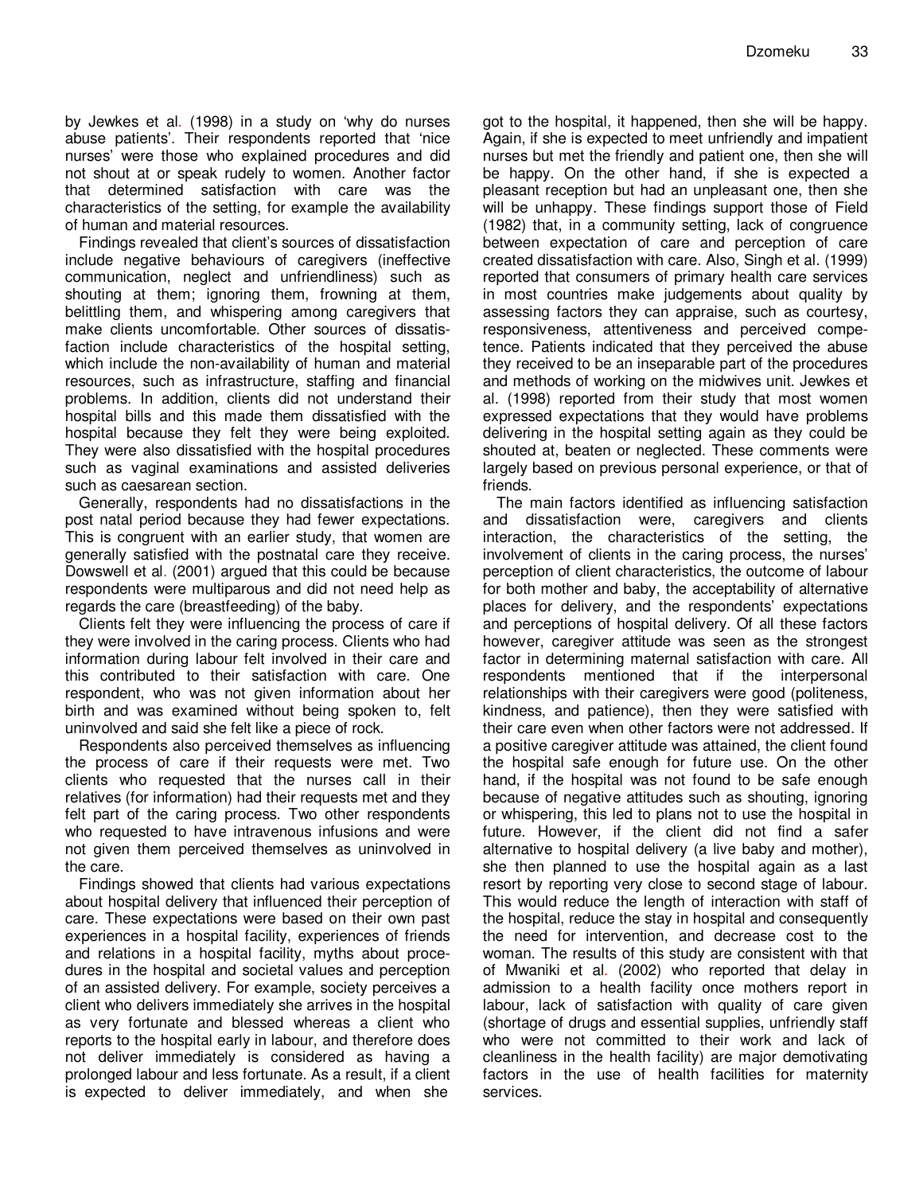by Jewkes et al. (1998) in a study on 'why do nurses abuse patients'. Their respondents reported that 'nice nurses' were those who explained procedures and did not shout at or speak rudely to women. Another factor that determined satisfaction with care was the characteristics of the setting, for example the availability of human and material resources.

Findings revealed that client's sources of dissatisfaction include negative behaviours of caregivers (ineffective communication, neglect and unfriendliness) such as shouting at them; ignoring them, frowning at them, belittling them, and whispering among caregivers that make clients uncomfortable. Other sources of dissatisfaction include characteristics of the hospital setting, which include the non-availability of human and material resources, such as infrastructure, staffing and financial problems. In addition, clients did not understand their hospital bills and this made them dissatisfied with the hospital because they felt they were being exploited. They were also dissatisfied with the hospital procedures such as vaginal examinations and assisted deliveries such as caesarean section.

Generally, respondents had no dissatisfactions in the post natal period because they had fewer expectations. This is congruent with an earlier study, that women are generally satisfied with the postnatal care they receive. Dowswell et al. (2001) argued that this could be because respondents were multiparous and did not need help as regards the care (breastfeeding) of the baby.

Clients felt they were influencing the process of care if they were involved in the caring process. Clients who had information during labour felt involved in their care and this contributed to their satisfaction with care. One respondent, who was not given information about her birth and was examined without being spoken to, felt uninvolved and said she felt like a piece of rock.

Respondents also perceived themselves as influencing the process of care if their requests were met. Two clients who requested that the nurses call in their relatives (for information) had their requests met and they felt part of the caring process. Two other respondents who requested to have intravenous infusions and were not given them perceived themselves as uninvolved in the care.

Findings showed that clients had various expectations about hospital delivery that influenced their perception of care. These expectations were based on their own past experiences in a hospital facility, experiences of friends and relations in a hospital facility, myths about procedures in the hospital and societal values and perception of an assisted delivery. For example, society perceives a client who delivers immediately she arrives in the hospital as very fortunate and blessed whereas a client who reports to the hospital early in labour, and therefore does not deliver immediately is considered as having a prolonged labour and less fortunate. As a result, if a client is expected to deliver immediately, and when she got to the hospital, it happened, then she will be happy. Again, if she is expected to meet unfriendly and impatient nurses but met the friendly and patient one, then she will be happy. On the other hand, if she is expected a pleasant reception but had an unpleasant one, then she will be unhappy. These findings support those of Field (1982) that, in a community setting, lack of congruence between expectation of care and perception of care created dissatisfaction with care. Also, Singh et al. (1999) reported that consumers of primary health care services in most countries make judgements about quality by assessing factors they can appraise, such as courtesy, responsiveness, attentiveness and perceived competence. Patients indicated that they perceived the abuse they received to be an inseparable part of the procedures and methods of working on the midwives unit. Jewkes et al. (1998) reported from their study that most women expressed expectations that they would have problems delivering in the hospital setting again as they could be shouted at, beaten or neglected. These comments were largely based on previous personal experience, or that of friends.

The main factors identified as influencing satisfaction and dissatisfaction were, caregivers and clients interaction, the characteristics of the setting, the involvement of clients in the caring process, the nurses' perception of client characteristics, the outcome of labour for both mother and baby, the acceptability of alternative places for delivery, and the respondents' expectations and perceptions of hospital delivery. Of all these factors however, caregiver attitude was seen as the strongest factor in determining maternal satisfaction with care. All respondents mentioned that if the interpersonal relationships with their caregivers were good (politeness, kindness, and patience), then they were satisfied with their care even when other factors were not addressed. If a positive caregiver attitude was attained, the client found the hospital safe enough for future use. On the other hand, if the hospital was not found to be safe enough because of negative attitudes such as shouting, ignoring or whispering, this led to plans not to use the hospital in future. However, if the client did not find a safer alternative to hospital delivery (a live baby and mother), she then planned to use the hospital again as a last resort by reporting very close to second stage of labour. This would reduce the length of interaction with staff of the hospital, reduce the stay in hospital and consequently the need for intervention, and decrease cost to the woman. The results of this study are consistent with that of Mwaniki et al. (2002) who reported that delay in admission to a health facility once mothers report in labour, lack of satisfaction with quality of care given (shortage of drugs and essential supplies, unfriendly staff who were not committed to their work and lack of cleanliness in the health facility) are major demotivating factors in the use of health facilities for maternity services.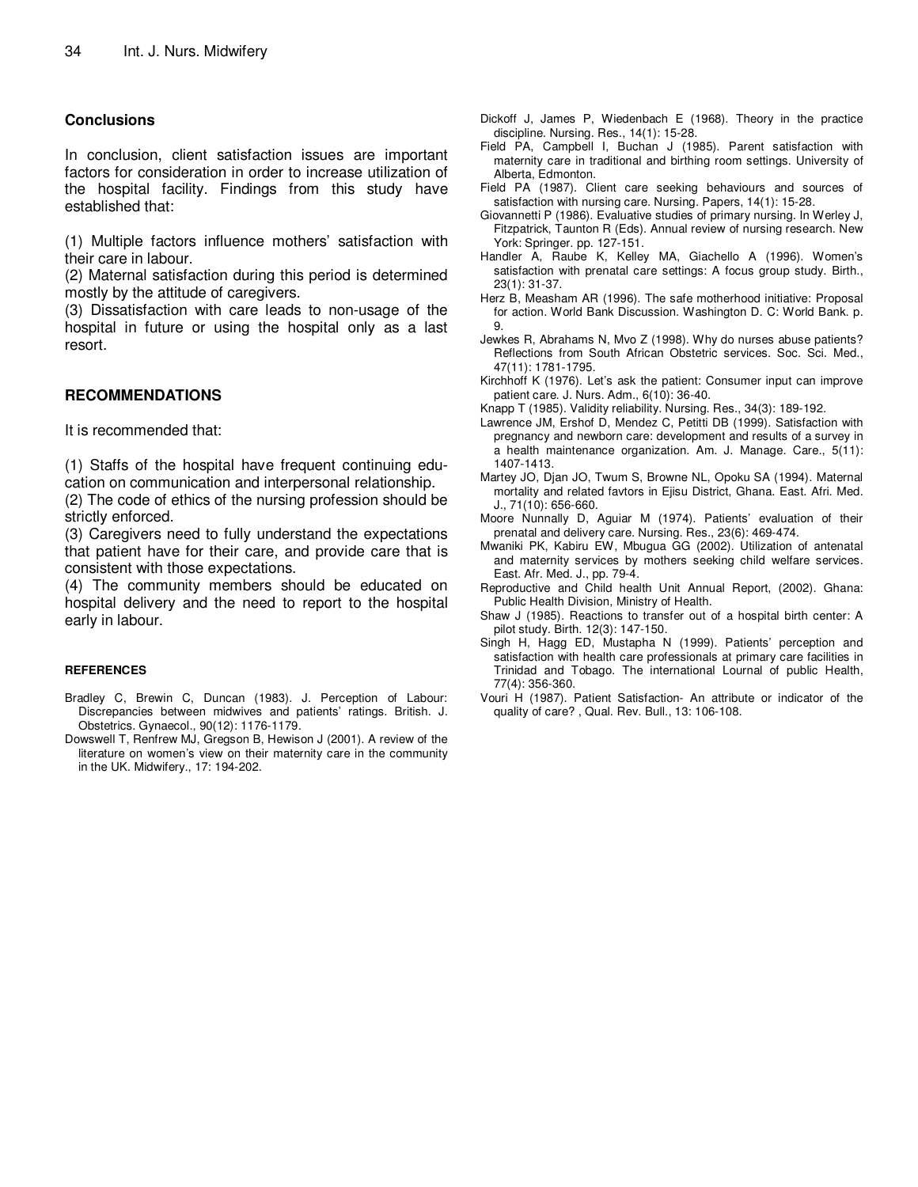## Conclusions

In conclusion, client satisfaction issues are important factors for consideration in order to increase utilization of the hospital facility. Findings from this study have established that:

(1) Multiple factors influence mothers' satisfaction with their care in labour.
(2) Maternal satisfaction during this period is determined mostly by the attitude of caregivers.
(3) Dissatisfaction with care leads to non-usage of the hospital in future or using the hospital only as a last resort.

## RECOMMENDATIONS

It is recommended that:

(1) Staffs of the hospital have frequent continuing education on communication and interpersonal relationship.
(2) The code of ethics of the nursing profession should be strictly enforced.
(3) Caregivers need to fully understand the expectations that patient have for their care, and provide care that is consistent with those expectations.
(4) The community members should be educated on hospital delivery and the need to report to the hospital early in labour.

### REFERENCES

Bradley C, Brewin C, Duncan (1983). J. Perception of Labour: Discrepancies between midwives and patients' ratings. British. J. Obstetrics. Gynaecol., 90(12): 1176-1179.

Dowswell T, Renfrew MJ, Gregson B, Hewison J (2001). A review of the literature on women's view on their maternity care in the community in the UK. Midwifery., 17: 194-202.

Dickoff J, James P, Wiedenbach E (1968). Theory in the practice discipline. Nursing. Res., 14(1): 15-28.

Field PA, Campbell I, Buchan J (1985). Parent satisfaction with maternity care in traditional and birthing room settings. University of Alberta, Edmonton.

Field PA (1987). Client care seeking behaviours and sources of satisfaction with nursing care. Nursing. Papers, 14(1): 15-28.

Giovannetti P (1986). Evaluative studies of primary nursing. In Werley J, Fitzpatrick, Taunton R (Eds). Annual review of nursing research. New York: Springer. pp. 127-151.

Handler A, Raube K, Kelley MA, Giachello A (1996). Women's satisfaction with prenatal care settings: A focus group study. Birth., 23(1): 31-37.

Herz B, Measham AR (1996). The safe motherhood initiative: Proposal for action. World Bank Discussion. Washington D. C: World Bank. p. 9.

Jewkes R, Abrahams N, Mvo Z (1998). Why do nurses abuse patients? Reflections from South African Obstetric services. Soc. Sci. Med., 47(11): 1781-1795.

Kirchhoff K (1976). Let's ask the patient: Consumer input can improve patient care. J. Nurs. Adm., 6(10): 36-40.

Knapp T (1985). Validity reliability. Nursing. Res., 34(3): 189-192.

Lawrence JM, Ershof D, Mendez C, Petitti DB (1999). Satisfaction with pregnancy and newborn care: development and results of a survey in a health maintenance organization. Am. J. Manage. Care., 5(11): 1407-1413.

Martey JO, Djan JO, Twum S, Browne NL, Opoku SA (1994). Maternal mortality and related favtors in Ejisu District, Ghana. East. Afri. Med. J., 71(10): 656-660.

Moore Nunnally D, Aguiar M (1974). Patients' evaluation of their prenatal and delivery care. Nursing. Res., 23(6): 469-474.

Mwaniki PK, Kabiru EW, Mbugua GG (2002). Utilization of antenatal and maternity services by mothers seeking child welfare services. East. Afr. Med. J., pp. 79-4.

Reproductive and Child health Unit Annual Report, (2002). Ghana: Public Health Division, Ministry of Health.

Shaw J (1985). Reactions to transfer out of a hospital birth center: A pilot study. Birth. 12(3): 147-150.

Singh H, Hagg ED, Mustapha N (1999). Patients' perception and satisfaction with health care professionals at primary care facilities in Trinidad and Tobago. The international Lournal of public Health, 77(4): 356-360.

Vouri H (1987). Patient Satisfaction- An attribute or indicator of the quality of care? , Qual. Rev. Bull., 13: 106-108.